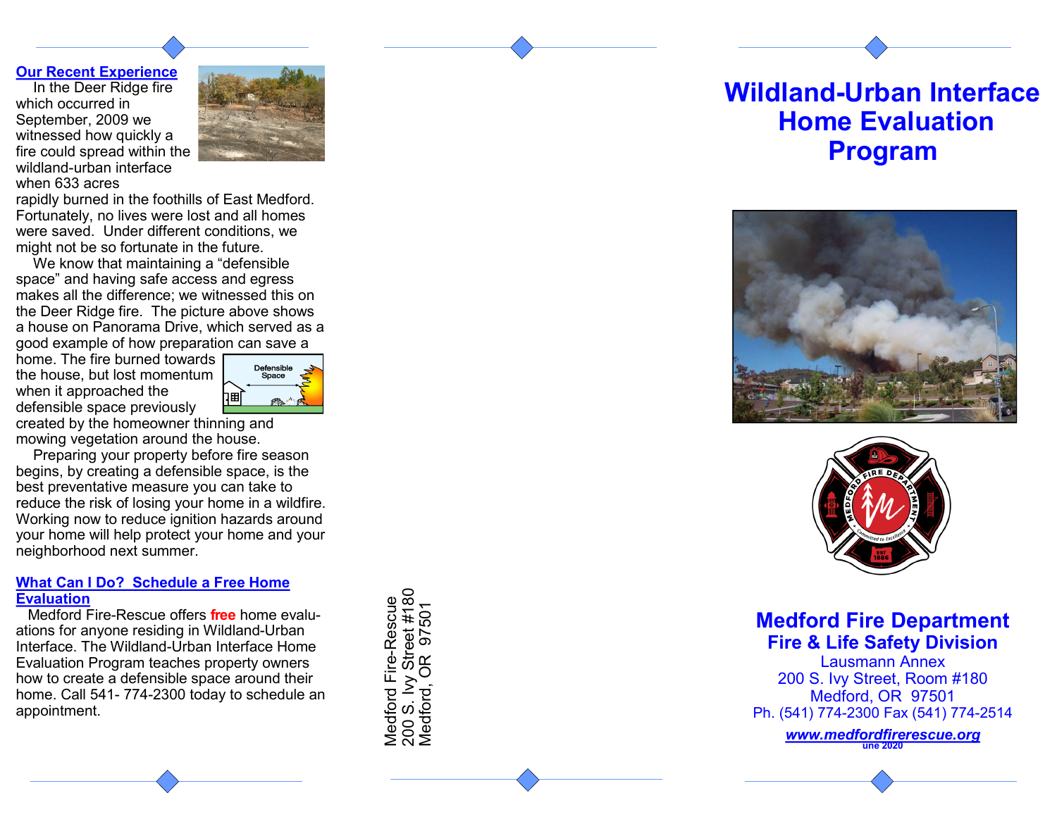## Our Recent Experience

In the Deer Ridge fire which occurred in September, 2009 we witnessed how quickly a fire could spread within the wildland-urban interface when 633 acres rapidly burned in the foothills of East Medford. Fortunately, no lives were lost and all homes were saved. Under different conditions, we might not be so fortunate in the future.

We know that maintaining a "defensible space" and having safe access and egress makes all the difference; we witnessed this on the Deer Ridge fire. The picture above shows a house on Panorama Drive, which served as a good example of how preparation can save a home. The fire burned towards the house, but lost momentum when it approached the defensible space previously created by the homeowner thinning and mowing vegetation around the house.

Defensible Space

Preparing your property before fire season begins, by creating a defensible space, is the best preventative measure you can take to reduce the risk of losing your home in a wildfire. Working now to reduce ignition hazards around your home will help protect your home and your neighborhood next summer.

## What Can I Do? Schedule a Free Home Evaluation

Medford Fire-Rescue offers **free** home evaluations for anyone residing in Wildland-Urban Interface. The Wildland-Urban Interface Home Evaluation Program teaches property owners how to create a defensible space around their home. Call 541- 774-2300 today to schedule an appointment.

Medford Fire-Rescue
200 S. Ivy Street #180
Medford, OR 97501

# Wildland-Urban Interface Home Evaluation Program

**Medford Fire Department**
**Fire & Life Safety Division**
Lausmann Annex
200 S. Ivy Street, Room #180
Medford, OR 97501
Ph. (541) 774-2300 Fax (541) 774-2514

***www.medfordfirerescue.org***

une 2020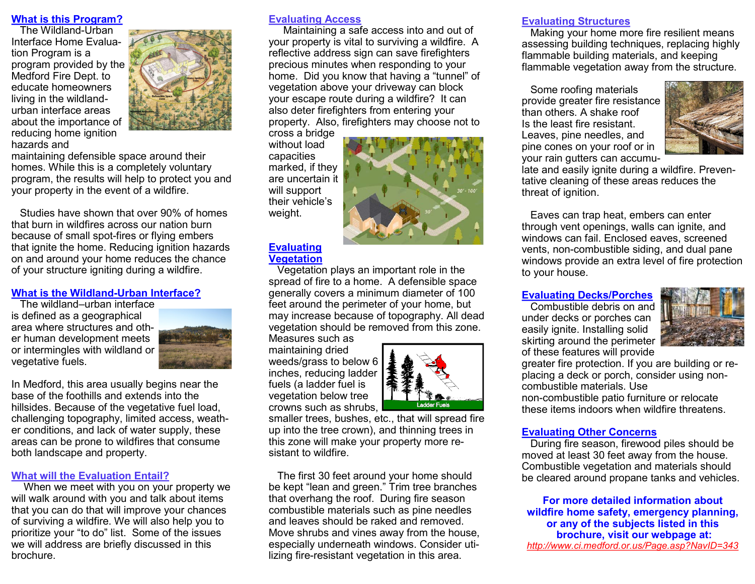## What is this Program?

The Wildland-Urban Interface Home Evaluation Program is a program provided by the Medford Fire Dept. to educate homeowners living in the wildland-urban interface areas about the importance of reducing home ignition hazards and maintaining defensible space around their homes. While this is a completely voluntary program, the results will help to protect you and your property in the event of a wildfire.

Studies have shown that over 90% of homes that burn in wildfires across our nation burn because of small spot-fires or flying embers that ignite the home. Reducing ignition hazards on and around your home reduces the chance of your structure igniting during a wildfire.

## What is the Wildland-Urban Interface?

The wildland–urban interface is defined as a geographical area where structures and other human development meets or intermingles with wildland or vegetative fuels.

In Medford, this area usually begins near the base of the foothills and extends into the hillsides. Because of the vegetative fuel load, challenging topography, limited access, weather conditions, and lack of water supply, these areas can be prone to wildfires that consume both landscape and property.

## What will the Evaluation Entail?

When we meet with you on your property we will walk around with you and talk about items that you can do that will improve your chances of surviving a wildfire. We will also help you to prioritize your "to do" list. Some of the issues we will address are briefly discussed in this brochure.

## Evaluating Access

Maintaining a safe access into and out of your property is vital to surviving a wildfire. A reflective address sign can save firefighters precious minutes when responding to your home. Did you know that having a "tunnel" of vegetation above your driveway can block your escape route during a wildfire? It can also deter firefighters from entering your property. Also, firefighters may choose not to cross a bridge without load capacities marked, if they are uncertain it will support their vehicle's weight.

## Evaluating Vegetation

Vegetation plays an important role in the spread of fire to a home. A defensible space generally covers a minimum diameter of 100 feet around the perimeter of your home, but may increase because of topography. All dead vegetation should be removed from this zone. Measures such as maintaining dried weeds/grass to below 6 inches, reducing ladder fuels (a ladder fuel is vegetation below tree crowns such as shrubs, smaller trees, bushes, etc., that will spread fire up into the tree crown), and thinning trees in this zone will make your property more resistant to wildfire.

The first 30 feet around your home should be kept "lean and green." Trim tree branches that overhang the roof. During fire season combustible materials such as pine needles and leaves should be raked and removed. Move shrubs and vines away from the house, especially underneath windows. Consider utilizing fire-resistant vegetation in this area.

## Evaluating Structures

Making your home more fire resilient means assessing building techniques, replacing highly flammable building materials, and keeping flammable vegetation away from the structure.

Some roofing materials provide greater fire resistance than others. A shake roof Is the least fire resistant. Leaves, pine needles, and pine cones on your roof or in your rain gutters can accumulate and easily ignite during a wildfire. Preventative cleaning of these areas reduces the threat of ignition.

Eaves can trap heat, embers can enter through vent openings, walls can ignite, and windows can fail. Enclosed eaves, screened vents, non-combustible siding, and dual pane windows provide an extra level of fire protection to your house.

## Evaluating Decks/Porches

Combustible debris on and under decks or porches can easily ignite. Installing solid skirting around the perimeter of these features will provide greater fire protection. If you are building or replacing a deck or porch, consider using non-combustible materials. Use non-combustible patio furniture or relocate these items indoors when wildfire threatens.

## Evaluating Other Concerns

During fire season, firewood piles should be moved at least 30 feet away from the house. Combustible vegetation and materials should be cleared around propane tanks and vehicles.

**For more detailed information about wildfire home safety, emergency planning, or any of the subjects listed in this brochure, visit our webpage at:**
*http://www.ci.medford.or.us/Page.asp?NavID=343*